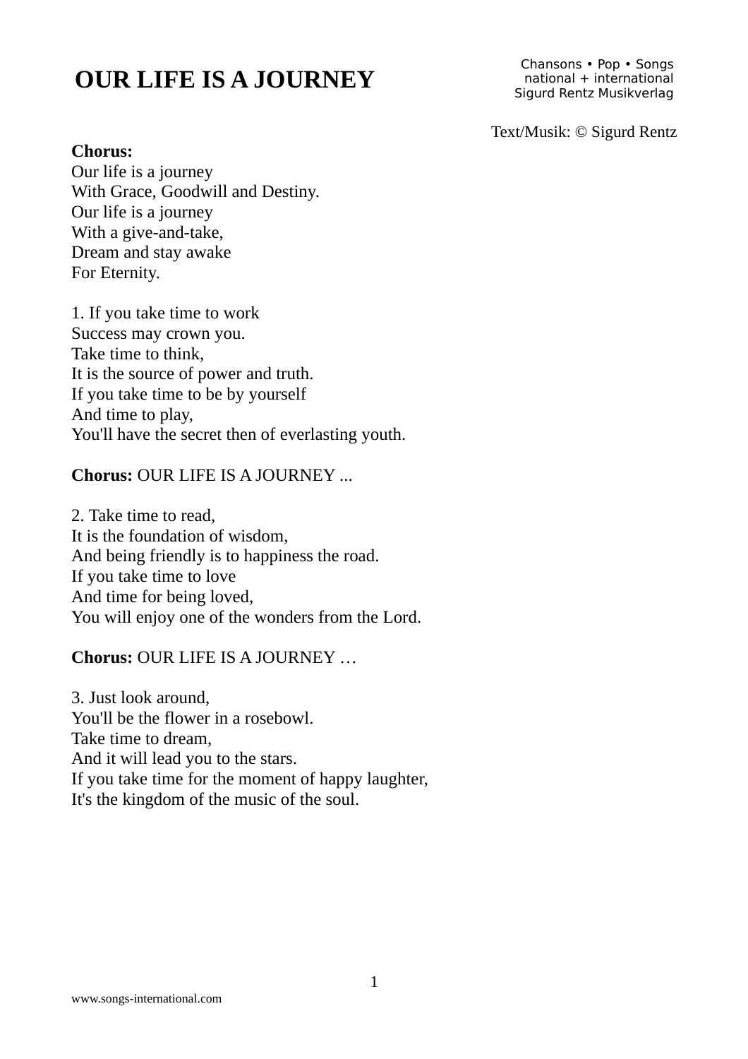# OUR LIFE IS A JOURNEY

Chansons • Pop • Songs
national + international
Sigurd Rentz Musikverlag

Text/Musik: © Sigurd Rentz

**Chorus:**
Our life is a journey
With Grace, Goodwill and Destiny.
Our life is a journey
With a give-and-take,
Dream and stay awake
For Eternity.

1. If you take time to work
Success may crown you.
Take time to think,
It is the source of power and truth.
If you take time to be by yourself
And time to play,
You'll have the secret then of everlasting youth.

**Chorus:** OUR LIFE IS A JOURNEY ...

2. Take time to read,
It is the foundation of wisdom,
And being friendly is to happiness the road.
If you take time to love
And time for being loved,
You will enjoy one of the wonders from the Lord.

**Chorus:** OUR LIFE IS A JOURNEY …

3. Just look around,
You'll be the flower in a rosebowl.
Take time to dream,
And it will lead you to the stars.
If you take time for the moment of happy laughter,
It's the kingdom of the music of the soul.

www.songs-international.com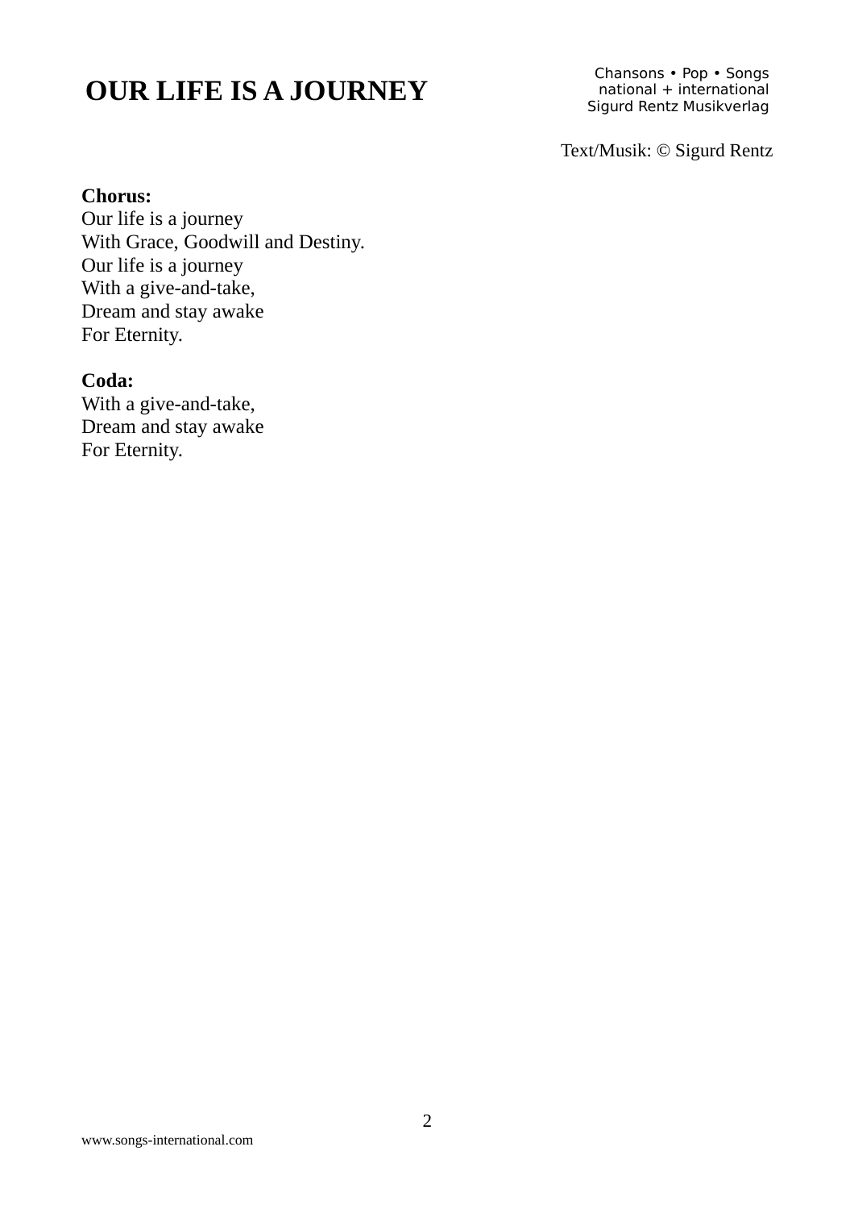# OUR LIFE IS A JOURNEY

Chansons • Pop • Songs
national + international
Sigurd Rentz Musikverlag

Text/Musik: © Sigurd Rentz

**Chorus:**
Our life is a journey
With Grace, Goodwill and Destiny.
Our life is a journey
With a give-and-take,
Dream and stay awake
For Eternity.

**Coda:**
With a give-and-take,
Dream and stay awake
For Eternity.

www.songs-international.com